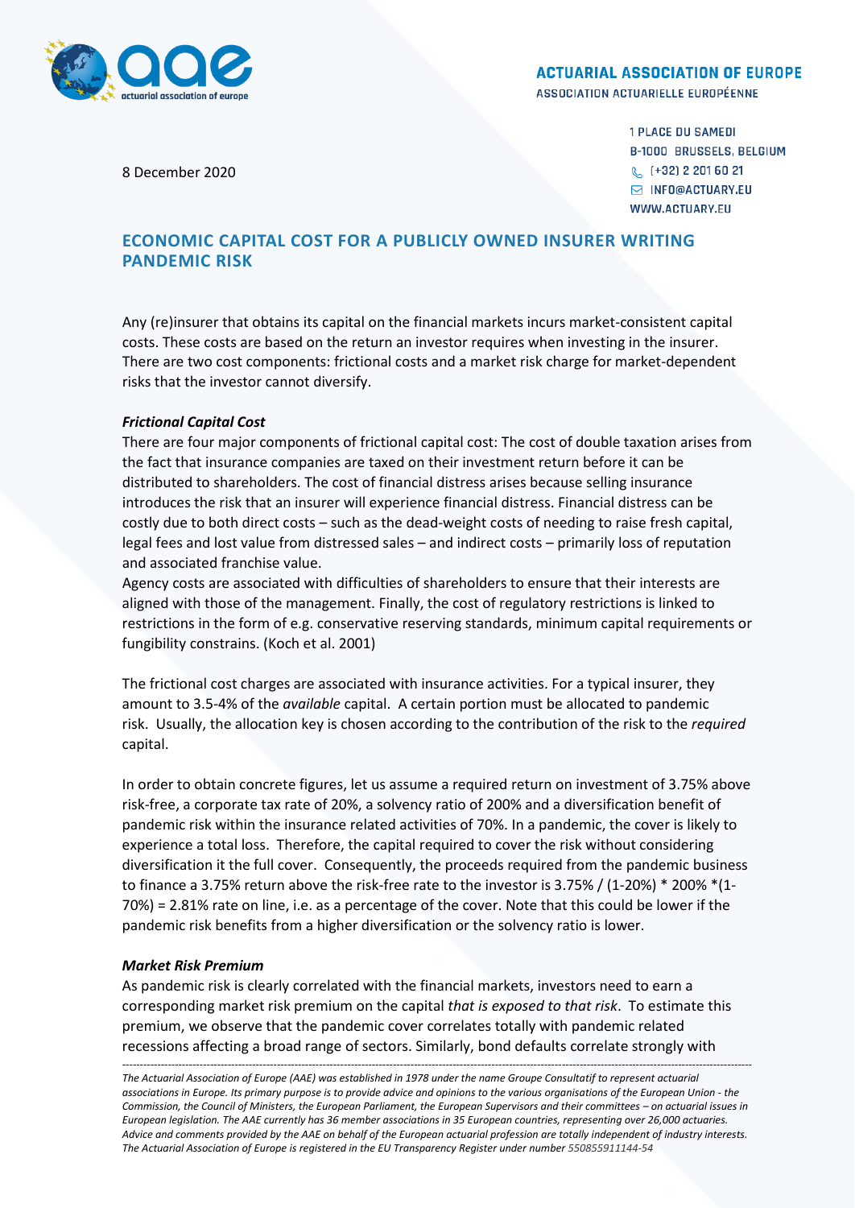ACTUARIAL ASSOCIATION OF EUROPE

ASSOCIATION ACTUARIELLE EUROPÉENNE

1 PLACE DU SAMEDI
B-1000 BRUSSELS, BELGIUM
(+32) 2 201 60 21
INFO@ACTUARY.EU
WWW.ACTUARY.EU

8 December 2020

# ECONOMIC CAPITAL COST FOR A PUBLICLY OWNED INSURER WRITING PANDEMIC RISK

Any (re)insurer that obtains its capital on the financial markets incurs market-consistent capital costs. These costs are based on the return an investor requires when investing in the insurer. There are two cost components: frictional costs and a market risk charge for market-dependent risks that the investor cannot diversify.

### *Frictional Capital Cost*

There are four major components of frictional capital cost: The cost of double taxation arises from the fact that insurance companies are taxed on their investment return before it can be distributed to shareholders. The cost of financial distress arises because selling insurance introduces the risk that an insurer will experience financial distress. Financial distress can be costly due to both direct costs – such as the dead-weight costs of needing to raise fresh capital, legal fees and lost value from distressed sales – and indirect costs – primarily loss of reputation and associated franchise value.

Agency costs are associated with difficulties of shareholders to ensure that their interests are aligned with those of the management. Finally, the cost of regulatory restrictions is linked to restrictions in the form of e.g. conservative reserving standards, minimum capital requirements or fungibility constrains. (Koch et al. 2001)

The frictional cost charges are associated with insurance activities. For a typical insurer, they amount to 3.5-4% of the *available* capital. A certain portion must be allocated to pandemic risk. Usually, the allocation key is chosen according to the contribution of the risk to the *required* capital.

In order to obtain concrete figures, let us assume a required return on investment of 3.75% above risk-free, a corporate tax rate of 20%, a solvency ratio of 200% and a diversification benefit of pandemic risk within the insurance related activities of 70%. In a pandemic, the cover is likely to experience a total loss. Therefore, the capital required to cover the risk without considering diversification it the full cover. Consequently, the proceeds required from the pandemic business to finance a 3.75% return above the risk-free rate to the investor is 3.75% / (1-20%) * 200% *(1-70%) = 2.81% rate on line, i.e. as a percentage of the cover. Note that this could be lower if the pandemic risk benefits from a higher diversification or the solvency ratio is lower.

### *Market Risk Premium*

As pandemic risk is clearly correlated with the financial markets, investors need to earn a corresponding market risk premium on the capital *that is exposed to that risk*. To estimate this premium, we observe that the pandemic cover correlates totally with pandemic related recessions affecting a broad range of sectors. Similarly, bond defaults correlate strongly with

---

*The Actuarial Association of Europe (AAE) was established in 1978 under the name Groupe Consultatif to represent actuarial associations in Europe. Its primary purpose is to provide advice and opinions to the various organisations of the European Union - the Commission, the Council of Ministers, the European Parliament, the European Supervisors and their committees – on actuarial issues in European legislation. The AAE currently has 36 member associations in 35 European countries, representing over 26,000 actuaries. Advice and comments provided by the AAE on behalf of the European actuarial profession are totally independent of industry interests. The Actuarial Association of Europe is registered in the EU Transparency Register under number 550855911144-54*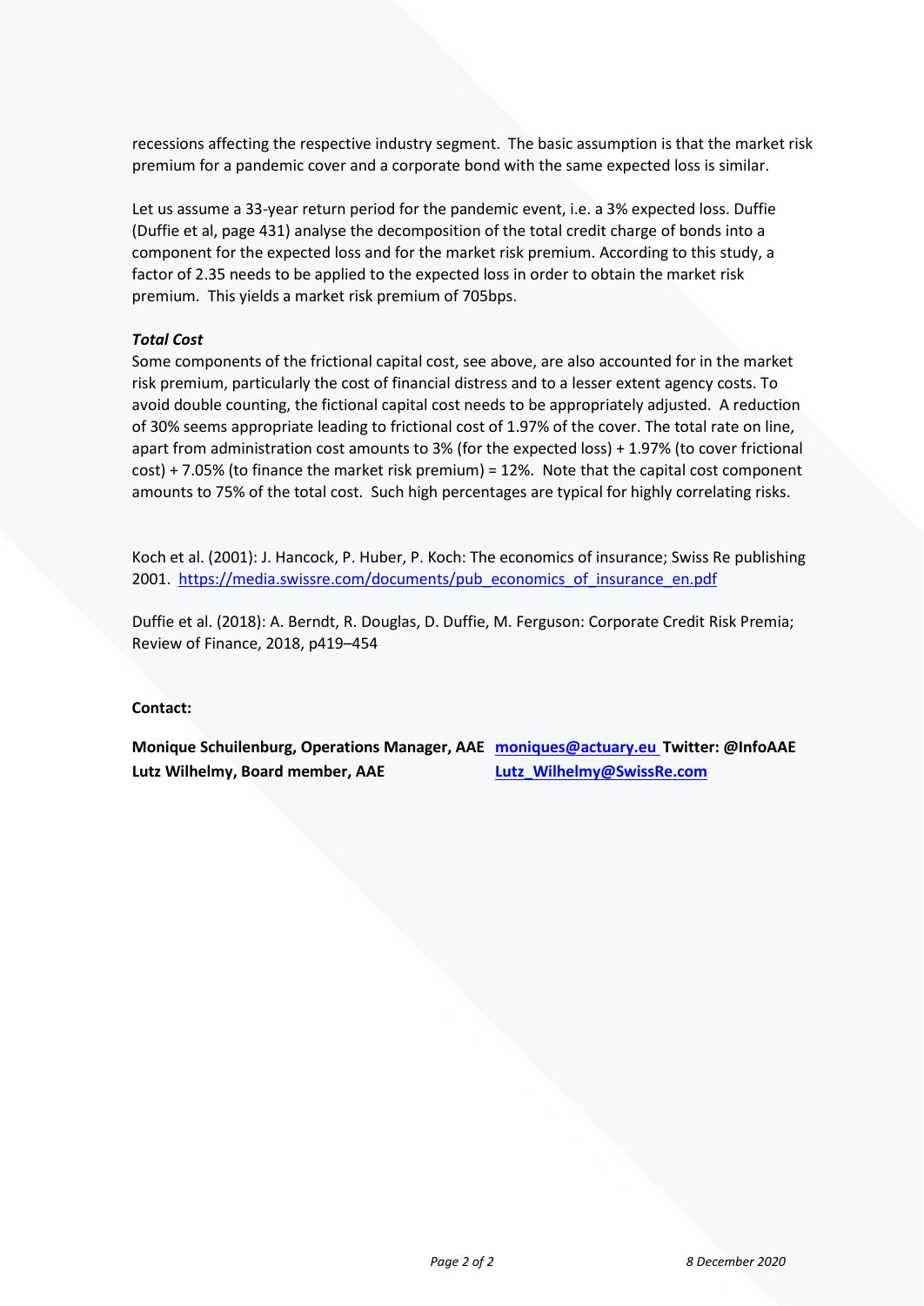recessions affecting the respective industry segment. The basic assumption is that the market risk premium for a pandemic cover and a corporate bond with the same expected loss is similar.

Let us assume a 33-year return period for the pandemic event, i.e. a 3% expected loss. Duffie (Duffie et al, page 431) analyse the decomposition of the total credit charge of bonds into a component for the expected loss and for the market risk premium. According to this study, a factor of 2.35 needs to be applied to the expected loss in order to obtain the market risk premium. This yields a market risk premium of 705bps.

***Total Cost***

Some components of the frictional capital cost, see above, are also accounted for in the market risk premium, particularly the cost of financial distress and to a lesser extent agency costs. To avoid double counting, the fictional capital cost needs to be appropriately adjusted. A reduction of 30% seems appropriate leading to frictional cost of 1.97% of the cover. The total rate on line, apart from administration cost amounts to 3% (for the expected loss) + 1.97% (to cover frictional cost) + 7.05% (to finance the market risk premium) = 12%. Note that the capital cost component amounts to 75% of the total cost. Such high percentages are typical for highly correlating risks.

Koch et al. (2001): J. Hancock, P. Huber, P. Koch: The economics of insurance; Swiss Re publishing 2001. [https://media.swissre.com/documents/pub_economics_of_insurance_en.pdf](https://media.swissre.com/documents/pub_economics_of_insurance_en.pdf)

Duffie et al. (2018): A. Berndt, R. Douglas, D. Duffie, M. Ferguson: Corporate Credit Risk Premia; Review of Finance, 2018, p419–454

**Contact:**

**Monique Schuilenburg, Operations Manager, AAE** [moniques@actuary.eu](mailto:moniques@actuary.eu) **Twitter: @InfoAAE**
**Lutz Wilhelmy, Board member, AAE** [Lutz_Wilhelmy@SwissRe.com](mailto:Lutz_Wilhelmy@SwissRe.com)

*8 December 2020*